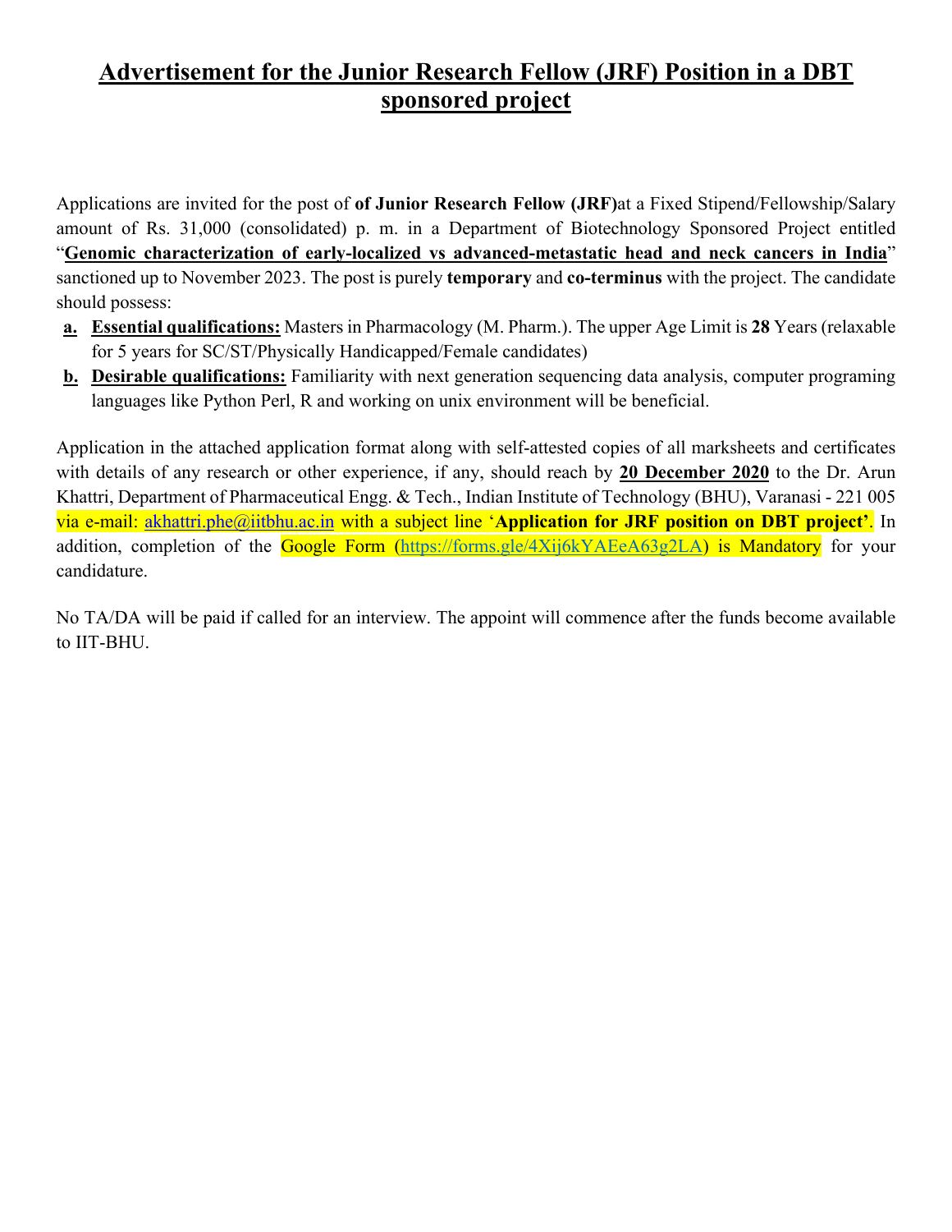# Advertisement for the Junior Research Fellow (JRF) Position in a DBT sponsored project

Applications are invited for the post of **of Junior Research Fellow (JRF)**at a Fixed Stipend/Fellowship/Salary amount of Rs. 31,000 (consolidated) p. m. in a Department of Biotechnology Sponsored Project entitled "**Genomic characterization of early-localized vs advanced-metastatic head and neck cancers in India**" sanctioned up to November 2023. The post is purely **temporary** and **co-terminus** with the project. The candidate should possess:

a. **Essential qualifications:** Masters in Pharmacology (M. Pharm.). The upper Age Limit is **28** Years (relaxable for 5 years for SC/ST/Physically Handicapped/Female candidates)
b. **Desirable qualifications:** Familiarity with next generation sequencing data analysis, computer programing languages like Python Perl, R and working on unix environment will be beneficial.

Application in the attached application format along with self-attested copies of all marksheets and certificates with details of any research or other experience, if any, should reach by **20 December 2020** to the Dr. Arun Khattri, Department of Pharmaceutical Engg. & Tech., Indian Institute of Technology (BHU), Varanasi - 221 005 via e-mail: akhattri.phe@iitbhu.ac.in with a subject line '**Application for JRF position on DBT project**'. In addition, completion of the Google Form (https://forms.gle/4Xij6kYAEeA63g2LA) is Mandatory for your candidature.

No TA/DA will be paid if called for an interview. The appoint will commence after the funds become available to IIT-BHU.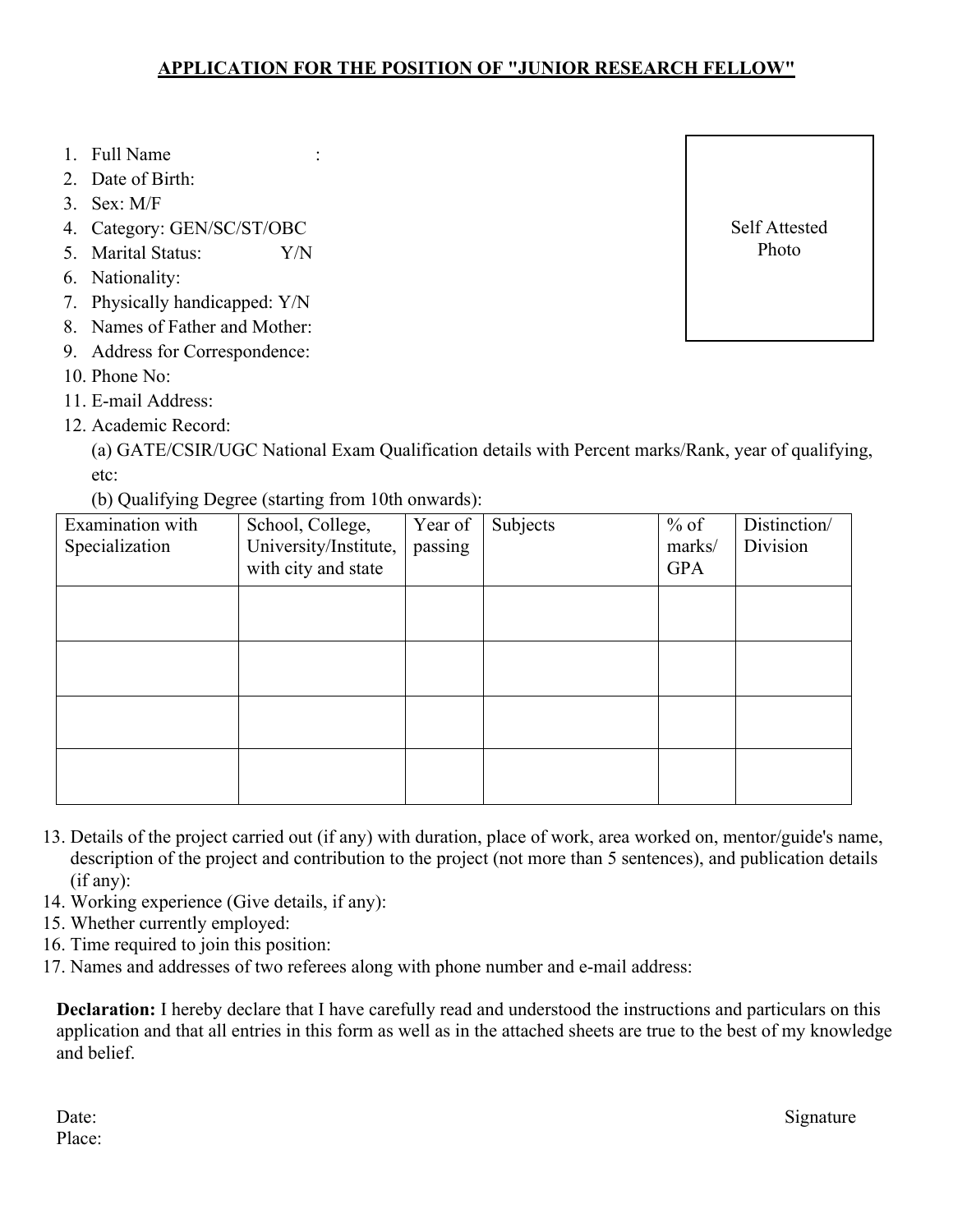## APPLICATION FOR THE POSITION OF "JUNIOR RESEARCH FELLOW"

Self Attested Photo

1. Full Name :
2. Date of Birth:
3. Sex: M/F
4. Category: GEN/SC/ST/OBC
5. Marital Status: Y/N
6. Nationality:
7. Physically handicapped: Y/N
8. Names of Father and Mother:
9. Address for Correspondence:
10. Phone No:
11. E-mail Address:
12. Academic Record:

    (a) GATE/CSIR/UGC National Exam Qualification details with Percent marks/Rank, year of qualifying, etc:

    (b) Qualifying Degree (starting from 10th onwards):

| Examination with Specialization | School, College, University/Institute, with city and state | Year of passing | Subjects | % of marks/ GPA | Distinction/ Division |
|---|---|---|---|---|---|
| | | | | | |
| | | | | | |
| | | | | | |
| | | | | | |

13. Details of the project carried out (if any) with duration, place of work, area worked on, mentor/guide's name, description of the project and contribution to the project (not more than 5 sentences), and publication details (if any):
14. Working experience (Give details, if any):
15. Whether currently employed:
16. Time required to join this position:
17. Names and addresses of two referees along with phone number and e-mail address:

**Declaration:** I hereby declare that I have carefully read and understood the instructions and particulars on this application and that all entries in this form as well as in the attached sheets are true to the best of my knowledge and belief.

Date:

Place:

Signature